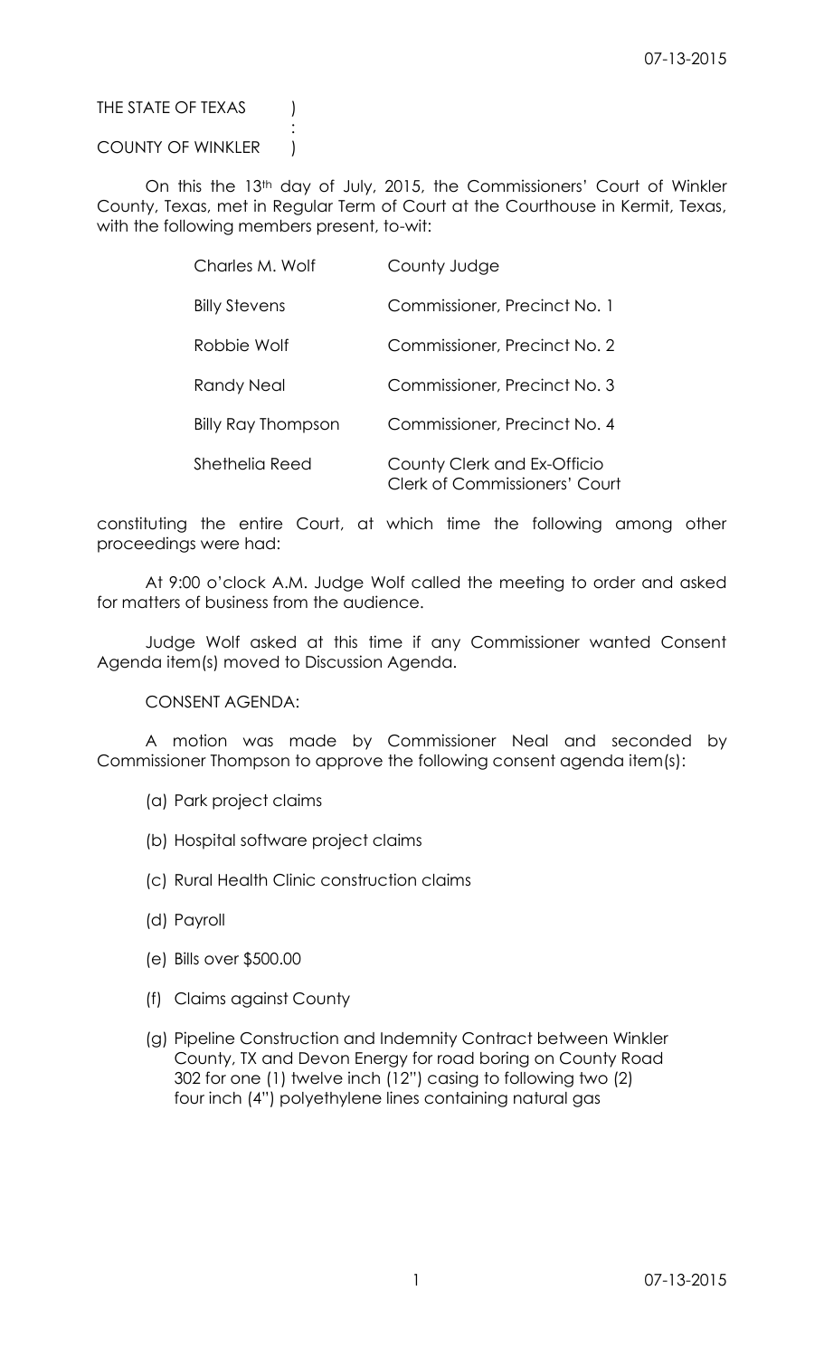THE STATE OF TEXAS )
:
COUNTY OF WINKLER )

On this the 13th day of July, 2015, the Commissioners' Court of Winkler County, Texas, met in Regular Term of Court at the Courthouse in Kermit, Texas, with the following members present, to-wit:

| | |
|---|---|
| Charles M. Wolf | County Judge |
| Billy Stevens | Commissioner, Precinct No. 1 |
| Robbie Wolf | Commissioner, Precinct No. 2 |
| Randy Neal | Commissioner, Precinct No. 3 |
| Billy Ray Thompson | Commissioner, Precinct No. 4 |
| Shethelia Reed | County Clerk and Ex-Officio Clerk of Commissioners' Court |

constituting the entire Court, at which time the following among other proceedings were had:

At 9:00 o'clock A.M. Judge Wolf called the meeting to order and asked for matters of business from the audience.

Judge Wolf asked at this time if any Commissioner wanted Consent Agenda item(s) moved to Discussion Agenda.

CONSENT AGENDA:

A motion was made by Commissioner Neal and seconded by Commissioner Thompson to approve the following consent agenda item(s):

(a) Park project claims

(b) Hospital software project claims

(c) Rural Health Clinic construction claims

(d) Payroll

(e) Bills over $500.00

(f) Claims against County

(g) Pipeline Construction and Indemnity Contract between Winkler County, TX and Devon Energy for road boring on County Road 302 for one (1) twelve inch (12") casing to following two (2) four inch (4") polyethylene lines containing natural gas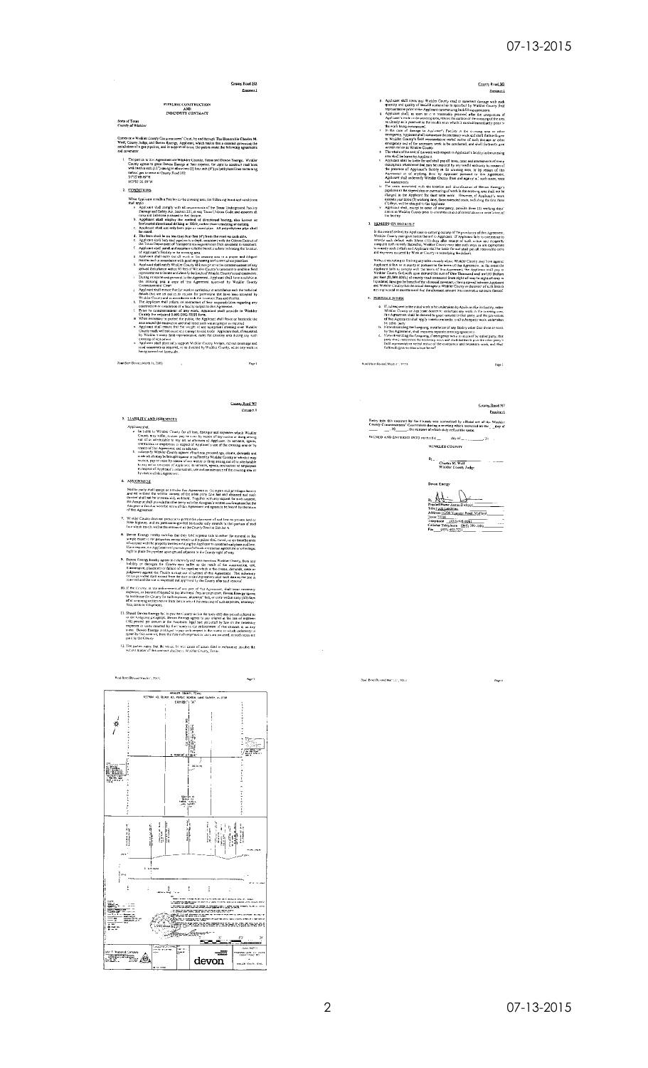County Road 202

Exhibit I

# PIPELINE CONSTRUCTION AND INDEMNITY CONTRACT

State of Texas
County of Winkler

Comes now Winkler County Commissioners' Court, by and through The Honorable Charles M. Wolf, County Judge, and Devon Energy, Applicant, which makes this a contract governing the installation of a gas pipeline, and in support of same, the parties make the following agreements and covenants:

1. Parties to this Agreement are Winkler County, Texas and Devon Energy. Winkler County agrees to grant Devon Energy at their expense, the right to construct a pipeline crossing at County Road 202.

## 2. CONDITIONS

## 3. REMEDY ON DEFAULT

## 4. PORTABLE WORK

## 5. LIABILITY AND INDEMNITY

## 6. ASSIGNMENT

SIGNED AND ENTERED INTO on this the ___ day of ___, 20___.

WINKLER COUNTY

By ______________________
Charles M. Wolf
Winkler County Judge

Devon Energy

By ______________________

WINKLER COUNTY, TEXAS

EXHIBIT "A"

devon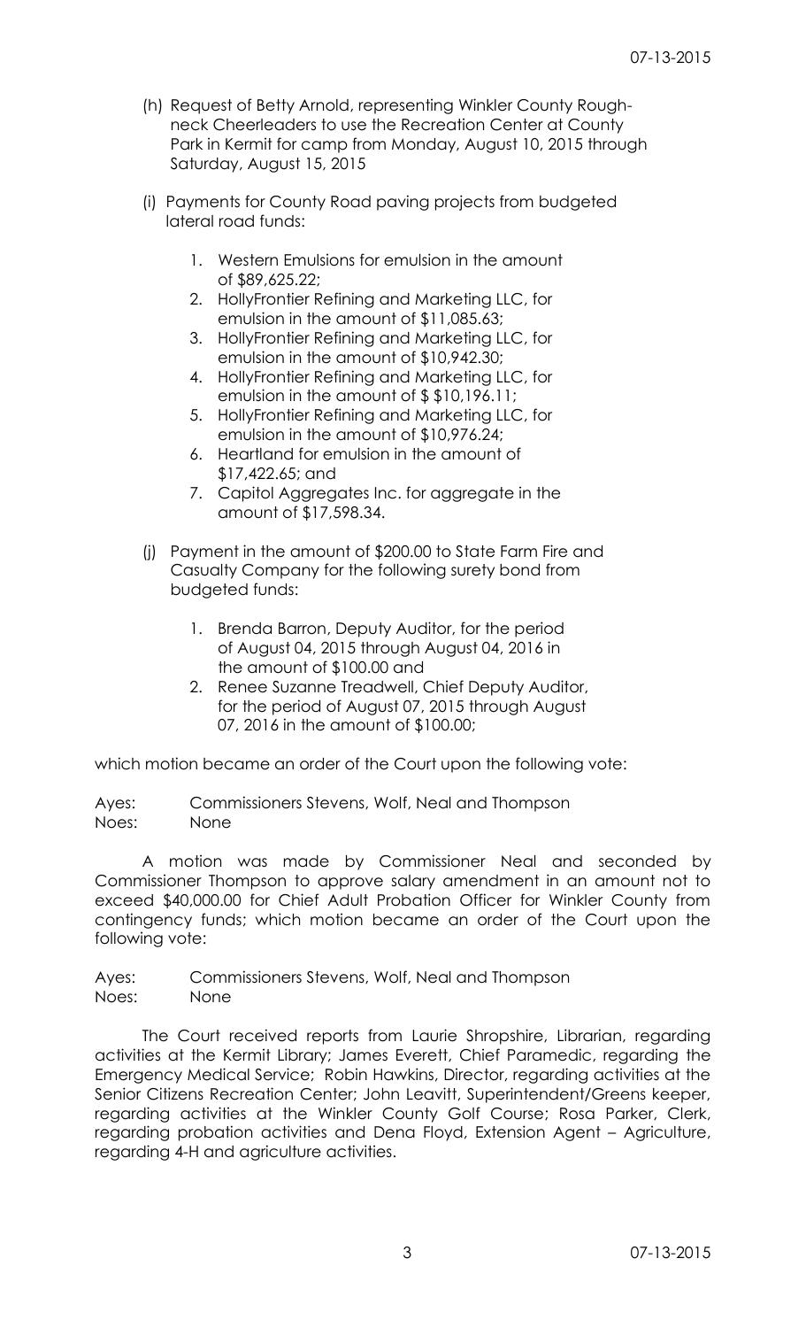(h) Request of Betty Arnold, representing Winkler County Rough-neck Cheerleaders to use the Recreation Center at County Park in Kermit for camp from Monday, August 10, 2015 through Saturday, August 15, 2015

(i) Payments for County Road paving projects from budgeted lateral road funds:

1. Western Emulsions for emulsion in the amount of $89,625.22;
2. HollyFrontier Refining and Marketing LLC, for emulsion in the amount of $11,085.63;
3. HollyFrontier Refining and Marketing LLC, for emulsion in the amount of $10,942.30;
4. HollyFrontier Refining and Marketing LLC, for emulsion in the amount of $ $10,196.11;
5. HollyFrontier Refining and Marketing LLC, for emulsion in the amount of $10,976.24;
6. Heartland for emulsion in the amount of $17,422.65; and
7. Capitol Aggregates Inc. for aggregate in the amount of $17,598.34.

(j) Payment in the amount of $200.00 to State Farm Fire and Casualty Company for the following surety bond from budgeted funds:

1. Brenda Barron, Deputy Auditor, for the period of August 04, 2015 through August 04, 2016 in the amount of $100.00 and
2. Renee Suzanne Treadwell, Chief Deputy Auditor, for the period of August 07, 2015 through August 07, 2016 in the amount of $100.00;

which motion became an order of the Court upon the following vote:

Ayes: Commissioners Stevens, Wolf, Neal and Thompson
Noes: None

A motion was made by Commissioner Neal and seconded by Commissioner Thompson to approve salary amendment in an amount not to exceed $40,000.00 for Chief Adult Probation Officer for Winkler County from contingency funds; which motion became an order of the Court upon the following vote:

Ayes: Commissioners Stevens, Wolf, Neal and Thompson
Noes: None

The Court received reports from Laurie Shropshire, Librarian, regarding activities at the Kermit Library; James Everett, Chief Paramedic, regarding the Emergency Medical Service; Robin Hawkins, Director, regarding activities at the Senior Citizens Recreation Center; John Leavitt, Superintendent/Greens keeper, regarding activities at the Winkler County Golf Course; Rosa Parker, Clerk, regarding probation activities and Dena Floyd, Extension Agent – Agriculture, regarding 4-H and agriculture activities.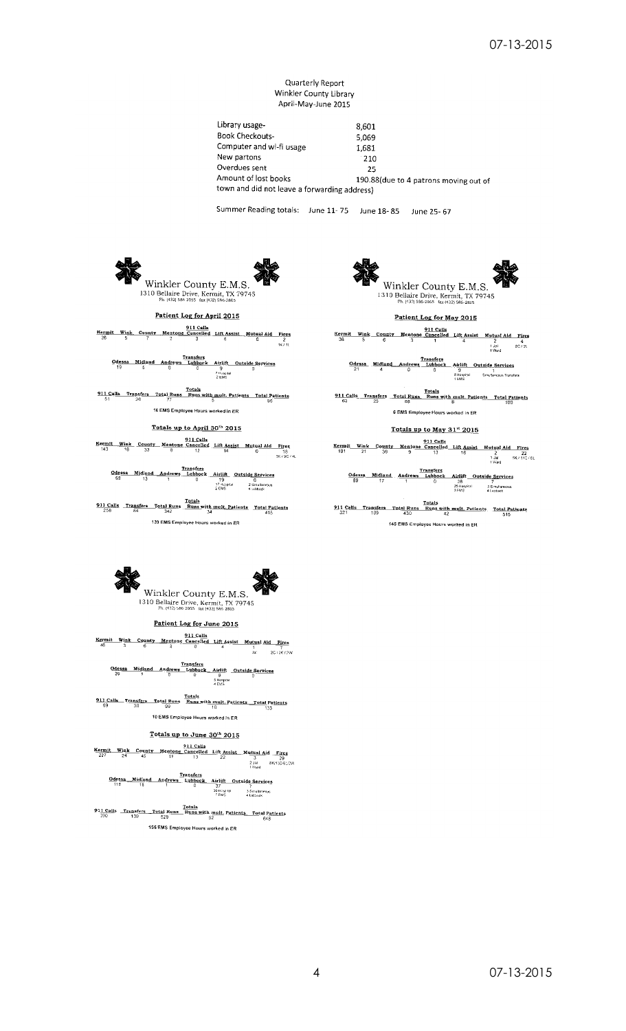Quarterly Report
Winkler County Library
April-May-June 2015

| | |
|---|---|
| Library usage- | 8,601 |
| Book Checkouts- | 5,069 |
| Computer and wi-fi usage | 1,681 |
| New partons | 210 |
| Overdues sent | 25 |
| Amount of lost books | 190.88(due to 4 patrons moving out of town and did not leave a forwarding address) |

Summer Reading totals: June 11- 75 June 18- 85 June 25- 67

## Winkler County E.M.S.

1310 Bellaire Drive, Kermit, TX 79745
Ph. (432) 586-2055 fax (432) 586-2865

### Patient Log for April 2015

**911 Calls**

| Kermit | Wink | County | Mentone | Cancelled | Lift Assist | Mutual Aid | Fires |
|---|---|---|---|---|---|---|---|
| 26 | 5 | 7 | 2 | 3 | 6 | 0 | 2 (1K / 1L) |

**Transfers**

| Odessa | Midland | Andrews | Lubbock | Airlift | Outside Services |
|---|---|---|---|---|---|
| 19 | 5 | 0 | 0 | 9 (7 Hospital, 2 EMS) | 0 |

**Totals**

| 911 Calls | Transfers | Total Runs | Runs with mult. Patients | Total Patients |
|---|---|---|---|---|
| 51 | 26 | 77 | 5 | 96 |

16 EMS Employee Hours worked in ER

### Totals up to April 30th 2015

**911 Calls**

| Kermit | Wink | County | Mentone | Cancelled | Lift Assist | Mutual Aid | Fires |
|---|---|---|---|---|---|---|---|
| 143 | 16 | 33 | 6 | 12 | 14 | 0 | 18 (5K / 9C / 4L) |

**Transfers**

| Odessa | Midland | Andrews | Lubbock | Airlift | Outside Services |
|---|---|---|---|---|---|
| 48 | 13 | 1 | 0 | 19 (17 Hospital, 2 EMS) | 6 (2 Simultaneous, 4 Lubbock) |

**Totals**

| 911 Calls | Transfers | Total Runs | Runs with mult. Patients | Total Patients |
|---|---|---|---|---|
| 258 | 84 | 342 | 34 | 415 |

139 EMS Employee Hours worked in ER

## Winkler County E.M.S.

1310 Bellaire Drive, Kermit, TX 79745
Ph. (432) 586-2055 fax (432) 586-2865

### Patient Log for May 2015

**911 Calls**

| Kermit | Wink | County | Mentone | Cancelled | Lift Assist | Mutual Aid | Fires |
|---|---|---|---|---|---|---|---|
| 38 | 5 | 6 | 3 | 1 | 4 | 2 (1 Jal, 1 Ward) | 4 (2C / 2L) |

**Transfers**

| Odessa | Midland | Andrews | Lubbock | Airlift | Outside Services |
|---|---|---|---|---|---|
| 21 | 4 | 0 | 0 | 9 (8 Hospital, 1 EMS) | 1 (Simultaneous Transfers) |

**Totals**

| 911 Calls | Transfers | Total Runs | Runs with mult. Patients | Total Patients |
|---|---|---|---|---|
| 63 | 25 | 88 | 8 | 100 |

6 EMS Employee Hours worked in ER

### Totals up to May 31st 2015

**911 Calls**

| Kermit | Wink | County | Mentone | Cancelled | Lift Assist | Mutual Aid | Fires |
|---|---|---|---|---|---|---|---|
| 181 | 21 | 39 | 9 | 13 | 18 | 2 (1 Jal, 1 Ward) | 22 (5K / 11C / 6L) |

**Transfers**

| Odessa | Midland | Andrews | Lubbock | Airlift | Outside Services |
|---|---|---|---|---|---|
| 69 | 17 | 1 | 0 | 28 (25 Hospital, 3 EMS) | 7 (3 Simultaneous, 4 Lubbock) |

**Totals**

| 911 Calls | Transfers | Total Runs | Runs with mult. Patients | Total Patients |
|---|---|---|---|---|
| 321 | 109 | 430 | 42 | 515 |

145 EMS Employee Hours worked in ER

## Winkler County E.M.S.

1310 Bellaire Drive, Kermit, TX 79745
Ph. (432) 586-2055 fax (432) 586-2865

### Patient Log for June 2015

**911 Calls**

| Kermit | Wink | County | Mentone | Cancelled | Lift Assist | Mutual Aid | Fires |
|---|---|---|---|---|---|---|---|
| 46 | 3 | 6 | 2 | 0 | 4 | 1 (Jal) | 7 (2C / 3K / 2W) |

**Transfers**

| Odessa | Midland | Andrews | Lubbock | Airlift | Outside Services |
|---|---|---|---|---|---|
| 29 | 1 | 0 | 0 | 9 (5 Hospital, 4 EMS) | 0 |

**Totals**

| 911 Calls | Transfers | Total Runs | Runs with mult. Patients | Total Patients |
|---|---|---|---|---|
| 69 | 30 | 99 | 10 | 133 |

10 EMS Employee Hours worked in ER

### Totals up to June 30th 2015

**911 Calls**

| Kermit | Wink | County | Mentone | Cancelled | Lift Assist | Mutual Aid | Fires |
|---|---|---|---|---|---|---|---|
| 227 | 24 | 45 | 11 | 13 | 22 | 3 (2 Jal, 1 Ward) | 29 (8K / 13C / 6L / 2W) |

**Transfers**

| Odessa | Midland | Andrews | Lubbock | Airlift | Outside Services |
|---|---|---|---|---|---|
| 118 | 18 | 1 | 0 | 37 (30 Hospital, 7 EMS) | 7 (3 Simultaneous, 4 Lubbock) |

**Totals**

| 911 Calls | Transfers | Total Runs | Runs with mult. Patients | Total Patients |
|---|---|---|---|---|
| 390 | 139 | 529 | 52 | 648 |

155 EMS Employee Hours worked in ER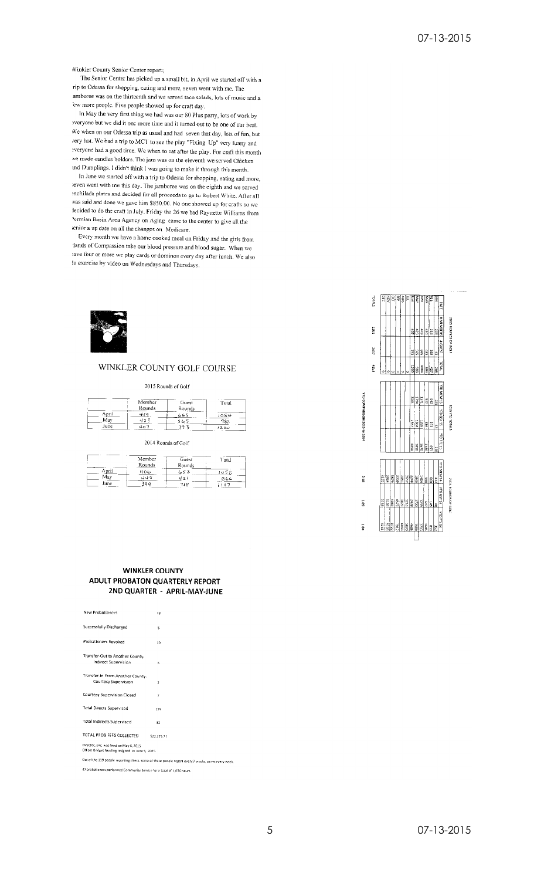Winkler County Senior Center report;

The Senior Center has picked up a small bit, in April we started off with a trip to Odessa for shopping, eating and more, seven went with me. The Jamboree was on the thirteenth and we served taco salads, lots of music and a few more people. Five people showed up for craft day.

In May the very first thing we had was our 80 Plus party, lots of work by everyone but we did it one more time and it turned out to be one of our best. We when on our Odessa trip as usual and had seven that day, lots of fun, but very hot. We had a trip to MCT to see the play "Fixing Up" very funny and everyone had a good time. We when to eat after the play. For craft this month we made candles holders. The jam was on the eleventh we served Chicken and Dumplings. I didn't think I was going to make it through this month.

In June we started off with a trip to Odessa for shopping, eating and more, seven went with me this day. The jamboree was on the eighth and we served enchilada plates and decided for all proceeds to go to Robert White. After all was said and done we gave him $850.00. No one showed up for crafts so we decided to do the craft in July. Friday the 26 we had Raynette Williams from Permian Basin Area Agency on Aging came to the center to give all the senior a up date on all the changes on Medicare.

Every month we have a home cooked meal on Friday and the girls from Hands of Compassion take our blood pressure and blood sugar. When we have four or more we play cards or dominos every day after lunch. We also do exercise by video on Wednesdays and Thursdays.

## WINKLER COUNTY GOLF COURSE

2015 Rounds of Golf

| | Member Rounds | Guest Rounds | Total |
|---|---|---|---|
| April | 419 | 665 | 1084 |
| May | 423 | 565 | 988 |
| June | 407 | 793 | 1200 |

2014 Rounds of Golf

| | Member Rounds | Guest Rounds | Total |
|---|---|---|---|
| April | 406 | 652 | 1058 |
| May | 445 | 421 | 866 |
| June | 399 | 718 | 1117 |

2015 ROUNDS OF GOLF

| FACE | # MEMBERS | # GUEST | TOTAL |
|---|---|---|---|
| JAN | 135 | 41 | 176 |
| FEB | 211 | 216 | 427 |
| MAR | 310 | 188 | 498 |
| APR | 419 | 665 | 1084 |
| MAY | 423 | 565 | 988 |
| JUN | 407 | 793 | 1200 |
| JUL | | | 0 |
| AUG | | | 0 |
| SEP | | | 0 |
| OCT | | | 0 |
| NOV | | | 0 |
| DEC | | | 0 |
| TOTALS | 1905 | 2468 | 4373 |

## WINKLER COUNTY ADULT PROBATON QUARTERLY REPORT 2ND QUARTER - APRIL-MAY-JUNE

| | |
|---|---|
| New Probationers | 78 |
| Successfully Discharged | 5 |
| Probationers Revoked | 10 |
| Transfer-Out to Another County; Indirect Supervision | 6 |
| Transfer-In From Another County; Courtesy Supervision | 2 |
| Courtesy Supervision Closed | 7 |
| Total Directs Supervised | 119 |
| Total Indirects Supervised | 82 |
| TOTAL PROB FEES COLLECTED | $22,255.71 |

Director, EAC, was hired on May 6, 2015
Officer Bridget Nunley resigned on June 5, 2015

Out of the 119 people reporting direct, some of those people report every 2 weeks, some every week.

47 probationers performed Community Service for a total of 1,050 hours.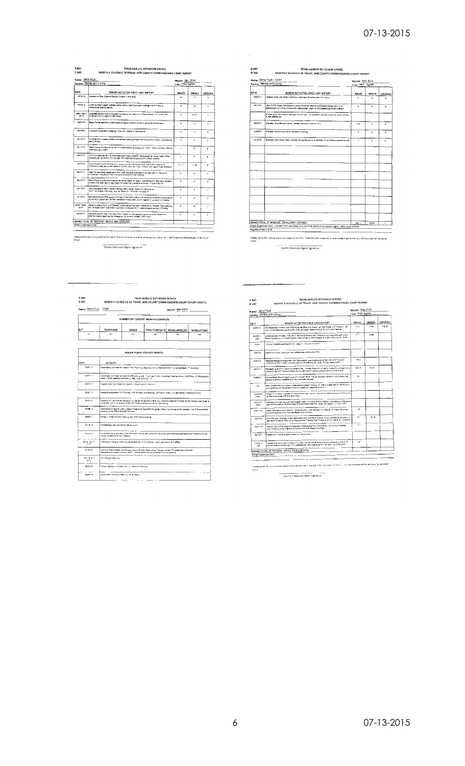D-843
D-380

TEXAS AGRILIFE EXTENSION SERVICE
MONTHLY SCHEDULE OF TRAVEL AND COUNTY COMMISSIONERS COURT REPORT

Name: Dena Floyd
County: Winkler and Loving

Month: April 2015
Title: CEA-Ag/NR

| DATE | MAJOR ACTIVITIES SINCE LAST REPORT | MILES | MEALS | LODGING |
|---|---|---|---|---|
| | | | | |

GRAND TOTAL OF MILEAGE, MEALS AND LODGING
Other Expenses (list):

I hereby certify this is a true and correct report of above items incurred by me in performance of official duties for the month shown.

County Extension Agent Signature

---

D-843
D-380

TEXAS AGRILIFE EXTENSION SERVICE
MONTHLY SCHEDULE OF TRAVEL AND COUNTY COMMISSIONERS COURT REPORT

Name: Dena Floyd – Cont
County: Winkler and Loving

Month: April 2015
Title: CEA-Ag/NR

| DATE | MAJOR ACTIVITIES SINCE LAST REPORT | MILES | MEALS | LODGING |
|---|---|---|---|---|
| | | | | |

GRAND TOTAL OF MILEAGE, MEALS AND LODGING
Other Expenses (list):

I hereby certify this is a true and correct report of above items incurred by me in performance of official duties for the month shown.

County Extension Agent Signature

---

D-843
D-380

TEXAS AGRILIFE EXTENSION SERVICE
MONTHLY SCHEDULE OF TRAVEL AND COUNTY COMMISSIONERS COURT REPORT (CONT'D)

Name: Dena Floyd CONT

Month: April 2015

NUMBER OF CURRENT MONTHS CONTACTS

| SITE | TELEPHONE | OFFICE | TOTAL CONTACTS | NEWS ARTICLES | NEWSLETTERS |
|---|---|---|---|---|---|
| | | | | | |

MAJOR PLANS FOR NEXT MONTH

| DATE | ACTIVITY |
|---|---|
| | |

---

D-843
D-380

TEXAS AGRILIFE EXTENSION SERVICE
MONTHLY SCHEDULE OF TRAVEL AND COUNTY COMMISSIONERS COURT REPORT

Name: Dena Floyd
County: Winkler and Loving

Month: May 2015
Title: CEA-Ag/NR

| DATE | MAJOR ACTIVITIES SINCE LAST REPORT | MILES | MEALS | LODGING |
|---|---|---|---|---|
| | | | | |

GRAND TOTAL OF MILEAGE, MEALS AND LODGING
Other Expenses (list):

I hereby certify this is a true and correct report of above items incurred by me in performance of official duties for the month shown.

County Extension Agent Signature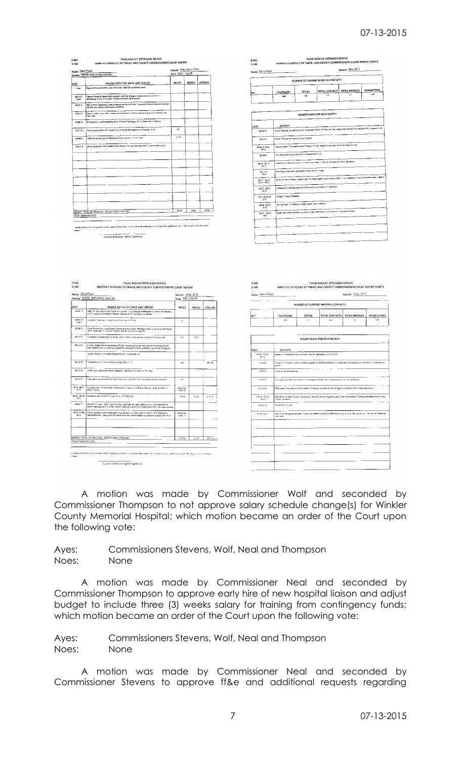D-845
D-360

**TEXAS AGRILIFE EXTENSION SERVICE**
**MONTHLY SCHEDULE OF TRAVEL AND COUNTY COMMISSIONERS COURT REPORT**

Name: Dana Floyd — Month: May (Dana) 2015
County: Winkler and Loving Counties — Title: CEA - Ag/NR

| DATE | MAJOR ACTIVITIES SINCE LAST REPORT | MILES | MEALS | LODGING |
|---|---|---|---|---|
| | Regional Horse Show Course held at the Midland Horseshow arena | | | |
| 05/11/15 | Hudson Showing Stands Adult Leaders, held the Showing stands practice with 11 in attendance. Every 4-H under 10 kids with advanced lead persons | | | |
| 05/13/15 | Kermit Elementary and providing the Pre and Post Tests and Essay review sessions with the Agency staff on Sets Tuesday and More | | | |
| 05/21/15 | Dana Visited Cows, Adult, Loving County Courts and for last month project meeting and that year | | | |
| 05/26/15 | Participated in online meeting Dec 6 TEXAS Planning 2017 Dana Court to Discuss | | | |
| 05/27/15 | Wink County office 4-H Leadership for Money Management of Program Roots | 48 | | |
| 05/28/15 | Attended Spring Agents Meeting at Stock Center in Fort Hat | 1174 | | |
| 05/31/15 | Showing Stocks Adult Leaders Next Week 4-H Youth Meeting and 7 Hours made ready | | | |
| GRAND TOTAL OF MILEAGE, MEALS AND LODGING | | 1222 | 48.00 | 19.95 |

Other Expenses (list):

I hereby certify this is a true and correct report of activities, travel and other expenses incurred by me in performance of official duties for the month shown.

County Extension Agent Signature

---

D-845
D-360

**TEXAS AGRILIFE EXTENSION SERVICE**
**MONTHLY SCHEDULE OF TRAVEL AND COUNTY COMMISSIONERS COURT REPORT CONT'D**

Name: Dana Floyd — Month: May 2015

**NUMBER OF CURRENT MONTHS CONTACTS**

| BLT | TELEPHONE | OFFICE | TOTAL CONTACTS | NEWS ARTICLES | NEWSLETTERS |
|---|---|---|---|---|---|
| | 288 | 90 | 378 | 11 | 138 |

**MAJOR PLANS FOR NEXT MONTH**

| DATE | ACTIVITY |
|---|---|
| 06/03/15 | Dana Training 4S and Control of Aquamoss Pests, 2-4 Hour on New Improved Inprovee Fun selected 4-H Congress in Elk |
| 06/12/15 | Dana Training, Managing County Program |
| 06/04 & 06/25 2015 | Hope to attend "Foundation Heart" Program at San Angelo in best skills for local program and |
| 06/09/15 | Visit Regional Loving County Commissioners Court |
| 06/10 - 06/12 2015 | Learning 4-H Round Summer Ag Course and 4 Hosts at Ditch Winners in Potter Beginning |
| 06/13/15 | Meet Dover and Public Workshops for the 150 Ag 4-H areas |
| 06/17 - 06/19 06/11 - 06/12 | Send 4-H Farm Record Leader's Lab on Pt Plass Agent Lagos was enrolled in our Assisted by Dallas to Raymond show in Belton |
| 06/22 - 06/23 2015 | Participate in helping agents on the district Horse Show in El Sandroos |
| 06/14 & 06/29 2015 | Stockyard Project Previews |
| 06/28 - 06/30 2015 | Send at least 2 4-H members to High counts Farm in Sanford |
| 06/29 - 07/05 2015 | Agent and 4-H youth and family for District Talent Welcome to the National & Herefield Show |

---

D-843
D-360

**TEXAS AGRILIFE EXTENSION SERVICE**
**MONTHLY SCHEDULE OF TRAVEL AND COUNTY COMMISSIONERS COURT REPORT**

Name: Dana Floyd — Month: June 2015
County: Winkler and Loving Counties — Title: CEA - Ag/NR

| DATE | MAJOR ACTIVITIES SINCE LAST REPORT | MILES | MEALS | LODGING |
|---|---|---|---|---|
| 06/02/15 | Held 4-H kids sort in the Easter 4-H Sports Days Through a telephone conference for Meetings 4-H Congress to be held in Atlanta, Georgia from Thanksgiving Holiday | | | |
| 06/05/15 (Ton) | Validated Goats and Hogs Dana Stone Kermit Texas | 42 | | |
| 06/09/15 | Dana Attend a Loving County Commissioners Court, Attended Jones a Journey meeting for Ag CF and Gas Tri-County Program that will end back in Aug 25 | | | |
| 06/10/15 | Travelled to College Station Texas with 4-H Members and Leaders to Compete in Events like | 602 | 19.52 | |
| 06/11/15 | 4-H with Heather Dench competed in Public Speaking Contest and also attending variety of other Events while at Roundup where they were selected and qualified to go to Nat Congress | | | |
| | Traveled Station to Kermit and Dana Turn Servered | | | |
| 06/12/15 | Traveled From Fort Stockton from College Station TX | 565 | | 257.86 |
| 06/13/15 | Held County and Major Show Validation, Validated 13 Steer for Ex-Hogs | | | |
| 06/15/15 | Validated 2 more steers the Kinder 4-H Members ACT Heart on Scheduling Requirements | 42 | | |
| 06/16 - 06/21 2015 | Travelled with the kids and 4 Parents and 2 Agents to the Texas State Jr Heifering Show in Belton Texas | Personal Vehicle | | |
| 06/22 - 06/23 2015 | Worked at the District 6 Horse Show in Ft Stockton | 145.6 | 10.00 | 273.14 |
| 06/24/15 | Worked on year Rental, Waste Stations, and stake Ag load slideshows to be mailed before 30km High Pictures with a flier Bakers Kids with South Hold Cheat and Tri 4-H Association | | | |
| 06/29 - 07/05 2015 | Travel to Grand Island Nebraska the upcoming 2 in more and to symbol in the National & Hereford Show - Along with 6 Invitation as they will compete in selection judging and more | Personal Vehicle | | |
| GRAND TOTAL OF MILEAGE, MEALS AND LODGING | | 1209.8 | 29.52 | 530.55 |

Other Expenses (list):

I hereby certify this is a true and correct report of activities, travel and other expenses incurred by me in performance of official duties for the month shown.

County Extension Agent Signature

---

D-843
D-360

**TEXAS AGRILIFE EXTENSION SERVICE**
**MONTHLY SCHEDULE OF TRAVEL AND COUNTY COMMISSIONERS COURT REPORT CONT'D**

Name: Dana Floyd — Month: June 2015

**NUMBER OF CURRENT MONTHS CONTACTS**

| BLT | TELEPHONE | OFFICE | TOTAL CONTACTS | NEWS ARTICLES | NEWSLETTERS |
|---|---|---|---|---|---|
| | 308 | 71 | 467 | 5 | 130 |

**MAJOR PLANS FOR NEXT MONTH**

| DATE | ACTIVITY |
|---|---|
| 07/01 - 07/05 2015 | National Jr Hereford Show in Grand Island, Nebraska & Ag Event |
| 07/07/15 | Traveled to Stockton 4-H to Attend Round Leaders by the Beyond Birch Training and find Judging and the Dist 4-H Meetings for Agents |
| 07/09/15 | Extension Board Meeting |
| 07/13/15 | Loving County Hermit's Comm Court Annual Winkler County Quarterly Commercial Report |
| 07/13/15 | Work with 4 Hair and my Family Matter the going to National 4-H Congress in Atlanta GA's most deadlines |
| 07/15 - 07/17 2015 | Attend the TEXAS 4-H Youth Developing Extension Agent Agent Summer Meeting, Training and Major Stock Show Sessions |
| 07/20/15 | Dana Ag Planned |
| 07/13 - 07/31 | Will Prepare going on office, Finish two media Outlines this Wednesday Loving Barn Rally go. That will be changing and more |

A motion was made by Commissioner Wolf and seconded by Commissioner Thompson to not approve salary schedule change(s) for Winkler County Memorial Hospital; which motion became an order of the Court upon the following vote:

Ayes: Commissioners Stevens, Wolf, Neal and Thompson
Noes: None

A motion was made by Commissioner Neal and seconded by Commissioner Thompson to approve early hire of new hospital liaison and adjust budget to include three (3) weeks salary for training from contingency funds; which motion became an order of the Court upon the following vote:

Ayes: Commissioners Stevens, Wolf, Neal and Thompson
Noes: None

A motion was made by Commissioner Neal and seconded by Commissioner Stevens to approve ff&e and additional requests regarding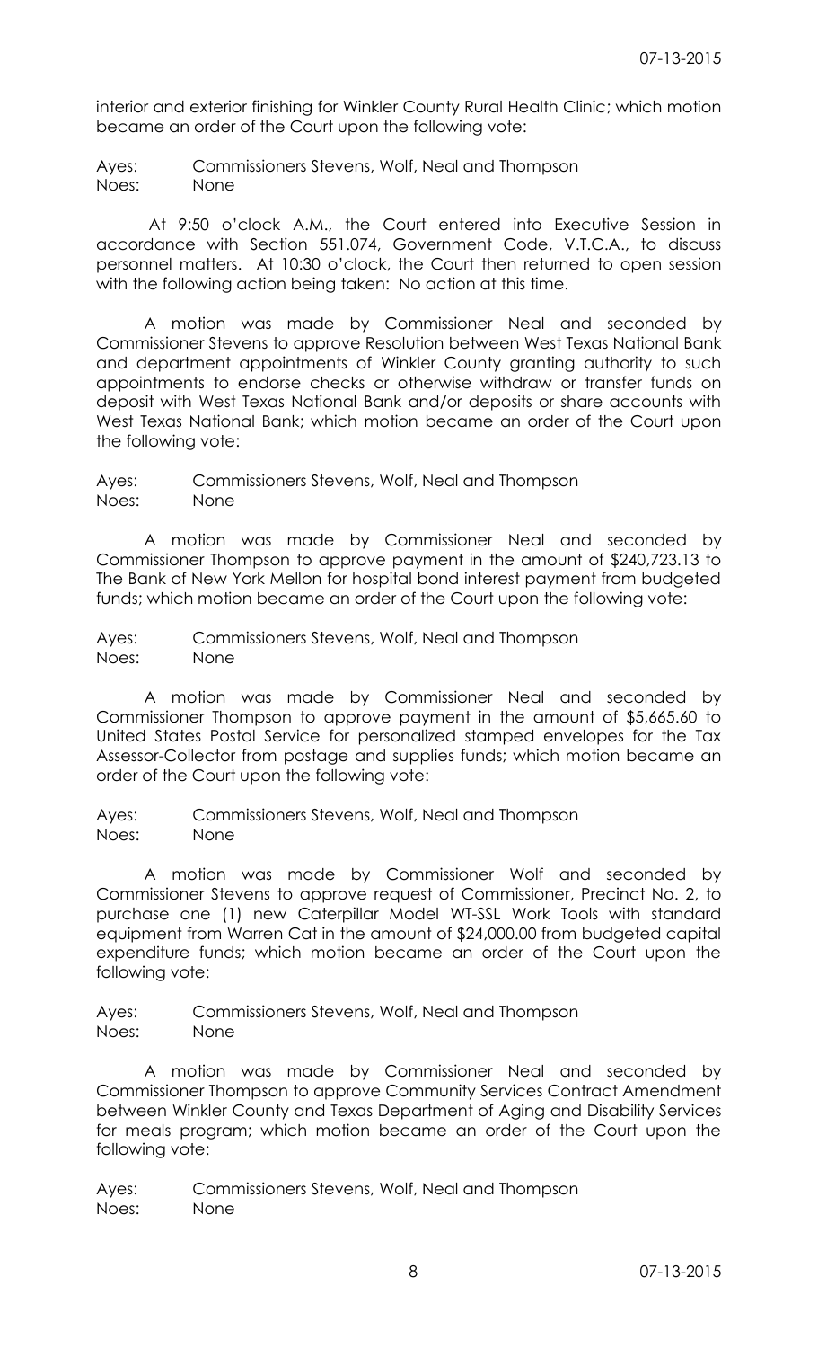interior and exterior finishing for Winkler County Rural Health Clinic; which motion became an order of the Court upon the following vote:

Ayes: Commissioners Stevens, Wolf, Neal and Thompson
Noes: None

At 9:50 o'clock A.M., the Court entered into Executive Session in accordance with Section 551.074, Government Code, V.T.C.A., to discuss personnel matters. At 10:30 o'clock, the Court then returned to open session with the following action being taken: No action at this time.

A motion was made by Commissioner Neal and seconded by Commissioner Stevens to approve Resolution between West Texas National Bank and department appointments of Winkler County granting authority to such appointments to endorse checks or otherwise withdraw or transfer funds on deposit with West Texas National Bank and/or deposits or share accounts with West Texas National Bank; which motion became an order of the Court upon the following vote:

Ayes: Commissioners Stevens, Wolf, Neal and Thompson
Noes: None

A motion was made by Commissioner Neal and seconded by Commissioner Thompson to approve payment in the amount of $240,723.13 to The Bank of New York Mellon for hospital bond interest payment from budgeted funds; which motion became an order of the Court upon the following vote:

Ayes: Commissioners Stevens, Wolf, Neal and Thompson
Noes: None

A motion was made by Commissioner Neal and seconded by Commissioner Thompson to approve payment in the amount of $5,665.60 to United States Postal Service for personalized stamped envelopes for the Tax Assessor-Collector from postage and supplies funds; which motion became an order of the Court upon the following vote:

Ayes: Commissioners Stevens, Wolf, Neal and Thompson
Noes: None

A motion was made by Commissioner Wolf and seconded by Commissioner Stevens to approve request of Commissioner, Precinct No. 2, to purchase one (1) new Caterpillar Model WT-SSL Work Tools with standard equipment from Warren Cat in the amount of $24,000.00 from budgeted capital expenditure funds; which motion became an order of the Court upon the following vote:

Ayes: Commissioners Stevens, Wolf, Neal and Thompson
Noes: None

A motion was made by Commissioner Neal and seconded by Commissioner Thompson to approve Community Services Contract Amendment between Winkler County and Texas Department of Aging and Disability Services for meals program; which motion became an order of the Court upon the following vote:

Ayes: Commissioners Stevens, Wolf, Neal and Thompson
Noes: None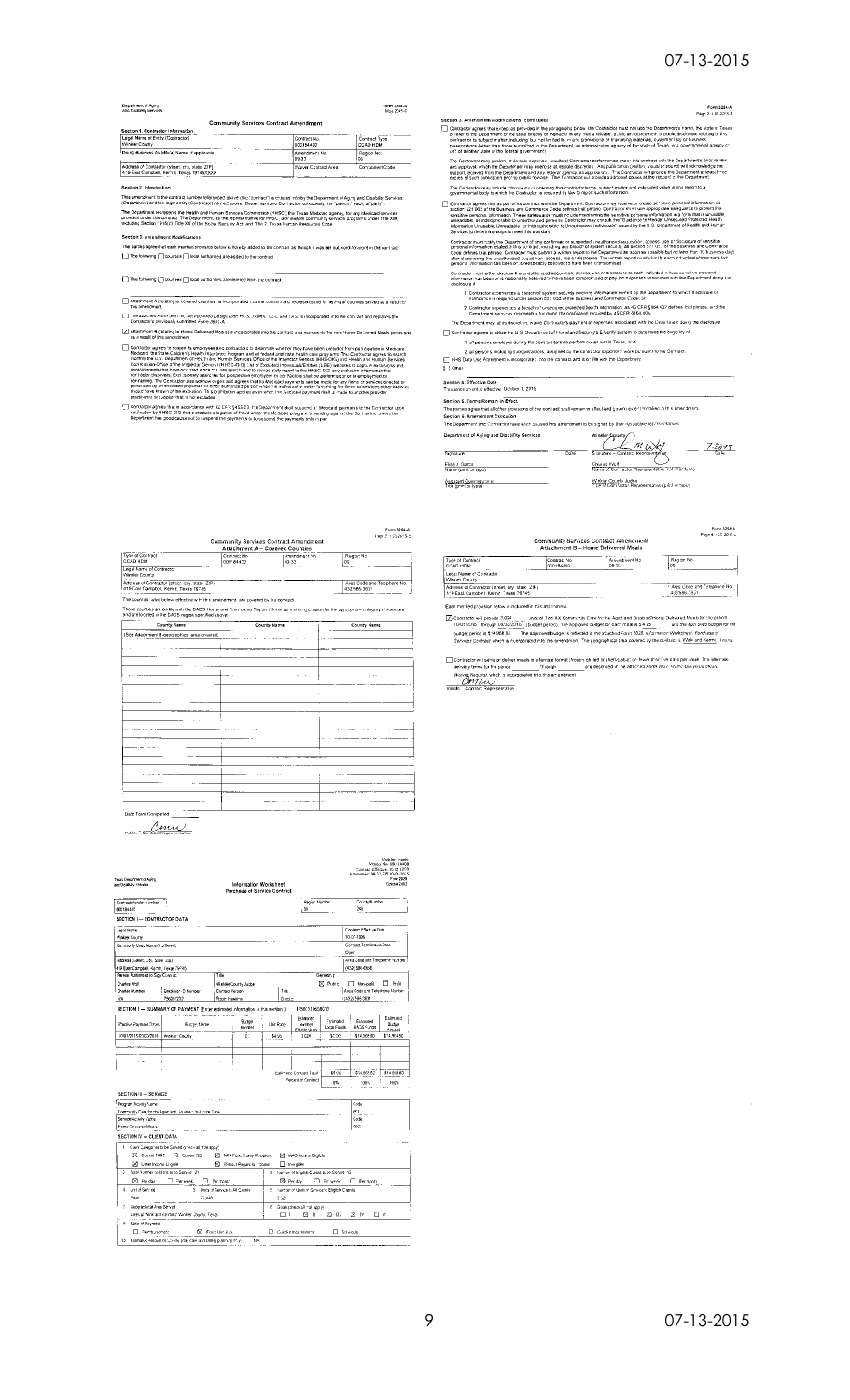Department of Aging and Disability Services

Form 3264-A

## Community Services Contract Amendment

### Section 1. Contractor Information

| Legal Name of Entity (Contractor) | Contract No. | Contract Type |
|---|---|---|
| Winkler County | 00018440 | CCAD HDM |

| Doing Business As (dba) Name, if applicable | Amendment No. | Region No. |
|---|---|---|
| | 09-33 | 09 |

| Address of Contractor (street, city, state, ZIP) | Waiver Contract Area | Component Code |
|---|---|---|
| 419 East Campbell, Kermit, Texas 79745 | | |

### Section 2. Introduction

This amendment to the contract number referenced above (the "contract") is entered into by the Department of Aging and Disability Services (Department) and the legal entity (Contractor) named above (Department and Contractor, collectively, the "parties," each a "party").

The Department represents the Health and Human Services Commission (HHSC), the Texas Medicaid agency, for any Medicaid services provided under this contract. The Department, as the representative for HHSC, administers community services programs under Title XIX, including Section 1915(c), Title XX of the Social Security Act, and Title 2, Texas Human Resources Code.

### Section 3. Amendment/Modifications

The parties agree that each marked provision below is hereby added to the contract as though it was set out word for word in the contract.

☐ The following ☐ counties ☐ local authorities are added to the contract:

☐ The following ☐ counties ☐ local authorities are deleted from the contract:

☐ Attachment A (relating to covered counties) is incorporated into the contract and represents the full listing of counties served as a result of this amendment.

☐ The attached Form 3867-A, Service Area Designation HCS, TxHmL, CDC and TAS, is incorporated into the contract and replaces the Contractor's previously submitted Form 3867-A.

☑ Attachment B (relating to Home Delivered Meals) is incorporated into the contract and represents the new Home Delivered Meals price(s) as a result of this amendment.

☐ Contractor agrees to screen its employees and contractors to determine whether they have been excluded from participation in Medicare, Medicaid, the State Children's Health Insurance Program and all federal and state health care programs. The Contractor agrees to search monthly the U.S. Department of Health and Human Services Office of the Inspector General (HHS-OIG) and Health and Human Services Commission Office of the Inspector General (HHSC-OIG) List of Excluded Individuals/Entities (LEIE) websites to capture exclusions and reinstatements that have occurred since the last search and to immediately report to the HHSC-OIG any exclusion information the Contractor discovers.

☐ Contractor agrees that in accordance with 42 CFR §455.23 the Department shall suspend all Medicaid payments to the Contractor upon notification by HHSC-OIG that a credible allegation of fraud under the Medicaid program is pending against the Contractor, unless the Department has good cause not to suspend the payments or to suspend the payments only in part.

### Section 3. Amendment/Modifications (continued)

☐ Contractor agrees that except as provided in the paragraph below, the Contractor must not use the Department's name, the state of Texas or refer to the Department or the state directly or indirectly in any media release, public announcement or public disclosure relating to this contract or its subject matter, including but not limited to, in any promotional or marketing materials, customer lists or business presentations (other than those submitted to the Department, an administrative agency of the state of Texas, or a governmental agency or unit of another state or the federal government).

☐ Contractor agrees that as part of its contract with the Department, Contractor may receive or create sensitive personal information, as section 521.002 of the Business and Commerce Code defines that phrase. Contractor must take appropriate safeguards to protect this sensitive personal information.

☐ Contractor agrees to utilize the U.S. Department of Homeland Security E-Verify system to determine the eligibility of:

1. all persons employed during the contract term to perform duties within Texas; and
2. all persons, including subcontractors, assigned by the contractor to perform work pursuant to the Contract.

☐ HHS Data Use Agreement is incorporated into the contract and is on file with the Department.

☐ Other:

### Section 4. Effective Date

This amendment is effective: October 1, 2015

### Section 5. Terms Remain in Effect

The parties agree that all other provisions of the contract shall remain in effect and in full force and effect unless modified, with this amendment.

### Section 6. Amendment Execution

The Department and Contractor have each caused this amendment to be signed by their authorized representatives.

| Department of Aging and Disability Services | | Winkler County | |
|---|---|---|---|
| Signature | Date | Signature – Contractor Representative | 7-2015 / Date |
| Printed Name (print or type) | | Charles Wolf / Name of Contractor Representative (print or type) | |
| Title (print or type) | | Winkler County Judge / Title of Contractor Representative (print or type) | |

Form 3264-A

## Community Services Contract Amendment
### Attachment A – Covered Counties

| Type of Contract | Contract No. | Amendment No. | Region No. |
|---|---|---|---|
| CCAD HDM | 00018440 | 09-33 | 09 |

Legal Name of Contractor: Winkler County

Address of Contractor (street, city, state, ZIP): 419 East Campbell, Kermit, Texas 79745 — Area Code and Telephone No.: (432)586-3031

The counties listed below, effective with this amendment, are covered by the contract.

| County Name | County Name | County Name |
|---|---|---|
| (See Attachment B-geographic area covered) | | |

Date Form Completed:

Initials – Contractor Representative

Form 3264-A

## Community Services Contract Amendment
### Attachment B – Home Delivered Meals

| Type of Contract | Contract No. | Amendment No. | Region No. |
|---|---|---|---|
| CCAD HDM | 00018440 | 09-33 | 09 |

Legal Name of Contractor: Winkler County

Address of Contractor (street, city, state, ZIP): 419 East Campbell, Kermit, Texas 79745 — Area Code and Telephone No.: (432)586-3031

Each marked provision below is included in this attachment.

☑ Contractor will provide 3,024 units of Title XX Community Care for the Aged and Disabled/Home Delivered Meals for the period 10/01/2015 through 08/31/2016 (budget period). The approved budget for each meal is $4.95 and the approved budget for the budget period is $14,968.80. The approved budget is reflected in the attached Form 2025, Information Worksheet Purchase of Services Contract which is incorporated into this amendment. The geographical area covered by the contract is Winkler and Kermit, Texas.

☐ Contractor will serve or deliver meals in alternate format (frozen, chilled or shelf-stable) on fewer than five days per week. This alternate delivery format is for the period ____ through ____ and described in the attached Form 3657, Home Delivered Meals Waiver Request, which is incorporated into this amendment.

Initials – Contractor Representative

Texas Department of Aging and Disability Services

## Information Worksheet
### Purchase of Service Contract

Form 2025

| Contract/Vendor Number | Region Number | County Number |
|---|---|---|
| 00018440 | 09 | 248 |

#### SECTION I — CONTRACTOR DATA

| Legal Name | Contract Effective Date |
|---|---|
| Winkler County | 10-01-1986 |
| Commonly Used Name (if different) | Contract Termination Date: Open |
| Address (Street, City, State, Zip): 419 East Campbell, Kermit, Texas 79745 | Area Code and Telephone Number: (432) 586-3031 |

| Person Authorized to Sign Contract | Title | Ownership |
|---|---|---|
| Charles Wolf | Winkler County Judge | ☒ Public ☐ Nonprofit ☐ Profit |

| Contact Person | Title | Area Code and Telephone Number |
|---|---|---|
| Roger Hawkins | Director | (432) 586-3031 |

#### SECTION II — SUMMARY OF PAYMENT

| Effective Payment Dates | Budget Name | Budget Number | Unit Rate | Estimated Number Eligible Units | Estimated Local Funds | Estimated DADS Funds | Estimated Budget Amount |
|---|---|---|---|---|---|---|---|
| 10/01/2015-08/31/2016 | Winkler County | | $4.95 | 3,024 | $0.00 | $14,968.80 | $14,968.80 |
| | | | | Estimated Contract Total | $0.00 | $14,968.80 | $14,968.80 |
| | | | | Percent of Contract | 0% | 100% | 100% |

#### SECTION III — SERVICE

| Program Activity Name | Code |
|---|---|
| Community Care for the Aged and Disabled / In-Home Care | 051 |
| Service Activity Name: Home Delivered Meals | Code: 050 |

#### SECTION IV — CLIENT DATA

1. Client Categories to be Served: ☒ Current TANF ☒ Current SSI ☒ MPA Food Stamp Program ☒ MAO Income Eligible ☒ Other Income Eligible ☒ Without Regard to Income ☐ Ineligible
2. Total Number of Clients to be Served: 21
3. Number of Clients per Unit: ☒ Per Day ☐ Per Week ☐ Per Month
4. Unit of Service: Meal — Units of Service All Clients: 3,024
5. Geographical Area Served: Winkler and Kermit, Texas
6. Goals (check all that apply): ☐ I ☐ II ☒ III ☒ IV ☐ V
8. Basis of Payment: ☐ Reimbursement ☒ Fixed Unit Rate ☐ Cost Reimbursement ☐ Schedule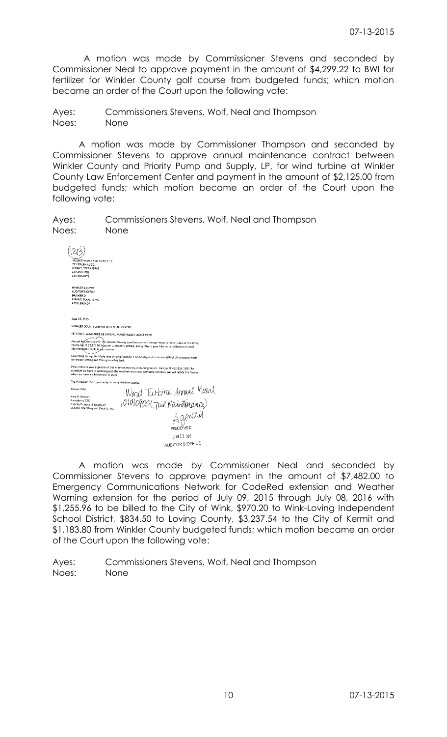A motion was made by Commissioner Stevens and seconded by Commissioner Neal to approve payment in the amount of $4,299.22 to BWI for fertilizer for Winkler County golf course from budgeted funds; which motion became an order of the Court upon the following vote:

Ayes: Commissioners Stevens, Wolf, Neal and Thompson
Noes: None

A motion was made by Commissioner Thompson and seconded by Commissioner Stevens to approve annual maintenance contract between Winkler County and Priority Pump and Supply, LP, for wind turbine at Winkler County Law Enforcement Center and payment in the amount of $2,125.00 from budgeted funds; which motion became an order of the Court upon the following vote:

Ayes: Commissioners Stevens, Wolf, Neal and Thompson
Noes: None

(123)

PRIORITY PUMP AND SUPPLY, LP
721 SOUTH AVE C
KERMIT, TEXAS 79745
432-853-1393
432-586-6771

WINKLER COUNTY
AUDITOR'S OFFICE
DRAWER O
KERMIT, TEXAS 79745
ATTN: BRENDA

June 19, 2015

WINKLER COUNTY LAW ENFORCEMENT CENTER

REFERENCE: WIND TURBINE ANNUAL MAINTENANCE AGREEMENT

Annual Maintenance for the Winkler County Law Enforcement Center Wind Turbine is due at this time. Yearly Fee of $2,125.00 to cover Lubricants, grease, and synthetic gear lube as described on Annual Maintenance sheets in your contact.

Governing Springs for blade tension and function. Check torque of minimum 10% of all structural bolts for proper setting and Ohm grounding bed.

Pleas indicate your approval of this maintenance by contacting Kary H. Duncan @ 432-853-1393. To schedule we have to second guess the weather and crane company schedule and will notify the Center when we have a schedule set in place.

Thank you for this opportunity to serve Winkler County.

Respectfully,

Kary H. Duncan
President / CEO
Priority Pump and Supply, LP
Duncan Operating and Electric, Inc.

Wind Turbine Annual Maint
10404900 (Jail Maintenance)
Agenda

RECEIVED
JUN 22 2015
AUDITOR'S OFFICE

A motion was made by Commissioner Neal and seconded by Commissioner Stevens to approve payment in the amount of $7,482.00 to Emergency Communications Network for CodeRed extension and Weather Warning extension for the period of July 09, 2015 through July 08, 2016 with $1,255.96 to be billed to the City of Wink, $970.20 to Wink-Loving Independent School District, $834.50 to Loving County, $3,237.54 to the City of Kermit and $1,183.80 from Winkler County budgeted funds; which motion became an order of the Court upon the following vote:

Ayes: Commissioners Stevens, Wolf, Neal and Thompson
Noes: None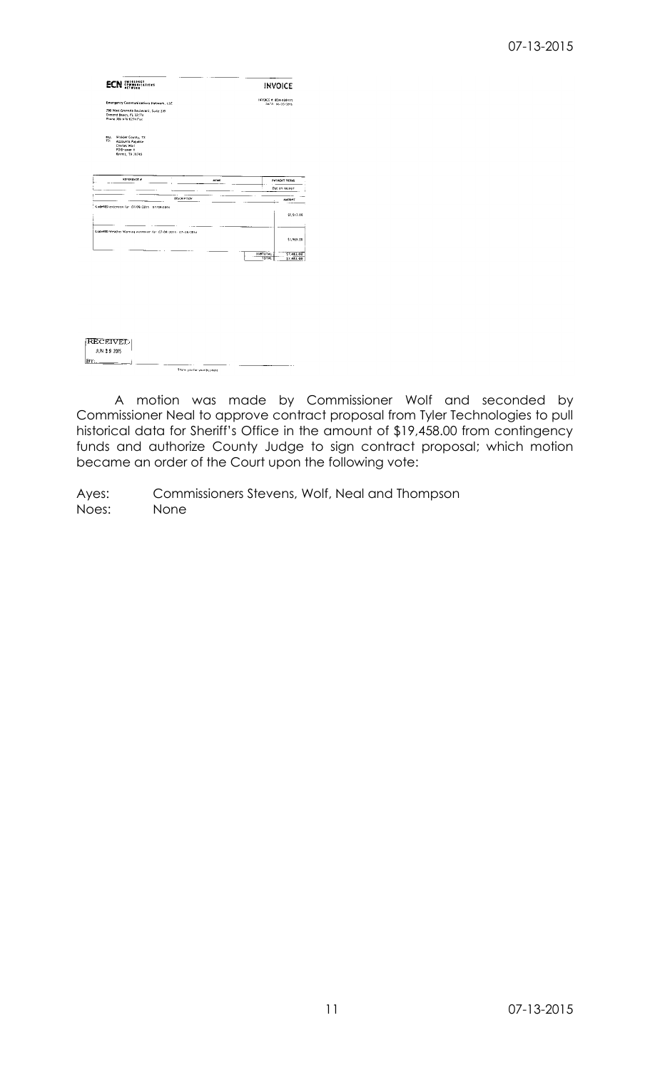**ECN** EMERGENCY COMMUNICATIONS NETWORK

**INVOICE**

INVOICE # ECN-008971
DATE: 06-23-2015

Emergency Communications Network, LLC

780 West Granada Boulevard, Suite 200
Ormond Beach, FL 32174
Phone 386-676-6294 Fax

BILL TO: Wheeler County, TX
Accounts Payable
Charles Wolf
PO Drawer X
Kermit, TX 79745

| REFERENCE # | TERMS | PAYMENT TERMS |
|---|---|---|
| | | Due on receipt |

| DESCRIPTION | AMOUNT |
|---|---|
| CodeRED extension for 07/09/2015 - 07/08/2016 | $5,513.00 |
| CodeRED Weather Warning extension for 07/09/2015 - 07/08/2016 | $1,969.00 |
| SUBTOTAL | $7,482.00 |
| TOTAL | $7,482.00 |

RECEIVED
JUN 29 2015
BY: \_\_\_\_\_\_

Thank you for your business

A motion was made by Commissioner Wolf and seconded by Commissioner Neal to approve contract proposal from Tyler Technologies to pull historical data for Sheriff's Office in the amount of $19,458.00 from contingency funds and authorize County Judge to sign contract proposal; which motion became an order of the Court upon the following vote:

Ayes: Commissioners Stevens, Wolf, Neal and Thompson
Noes: None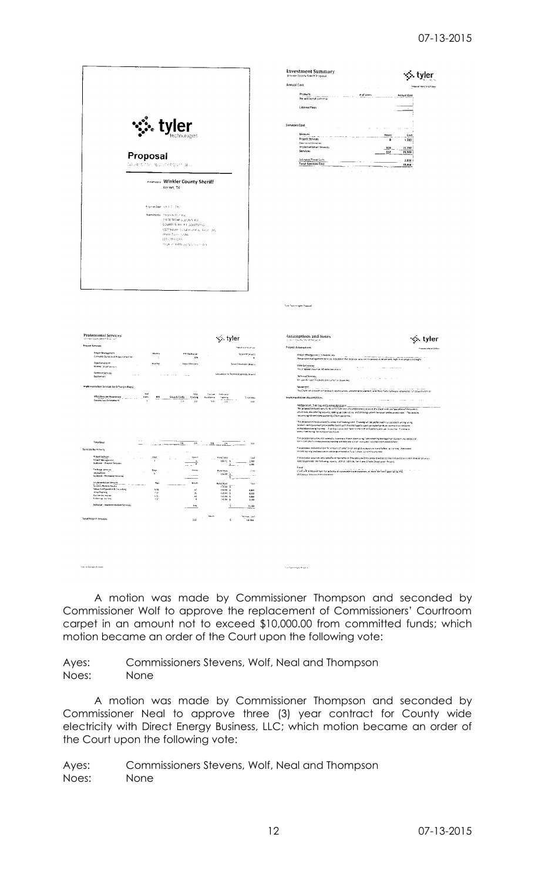**tyler** technologies

## Proposal

Winkler County Sheriff
Kermit, TX

### Investment Summary

Winkler County Sheriff Proposal

**Annual Cost**

**License Fees**

**Services Cost**

### Professional Services

**Project Services**

**Implementation Services (to be Driven in Days)**

**Services by Activity**

**Total Project Services**

### Assumptions and Notes

**Project Assumptions**

**Implementation Assumptions**

A motion was made by Commissioner Thompson and seconded by Commissioner Wolf to approve the replacement of Commissioners' Courtroom carpet in an amount not to exceed $10,000.00 from committed funds; which motion became an order of the Court upon the following vote:

Ayes: Commissioners Stevens, Wolf, Neal and Thompson
Noes: None

A motion was made by Commissioner Thompson and seconded by Commissioner Neal to approve three (3) year contract for County wide electricity with Direct Energy Business, LLC; which motion became an order of the Court upon the following vote:

Ayes: Commissioners Stevens, Wolf, Neal and Thompson
Noes: None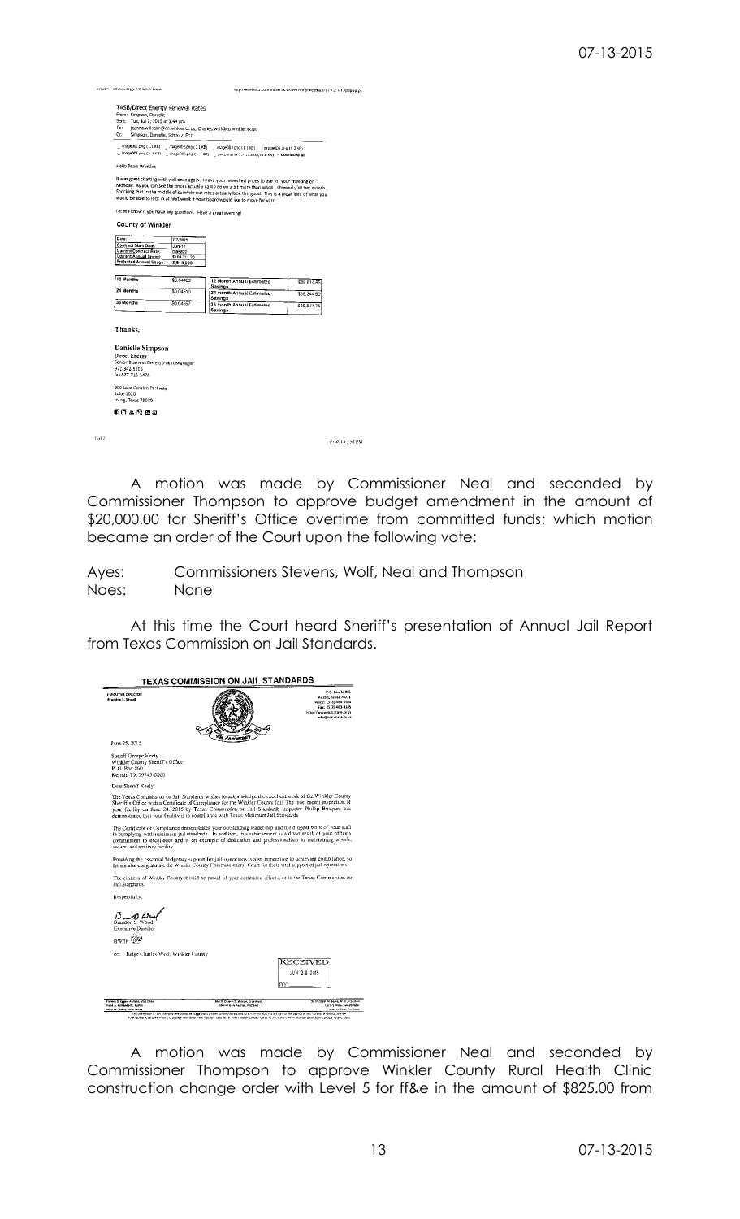TASB/Direct Energy Renewal Rates

From: Simpson, Danielle
Sent: Tue, Jul 7, 2015 at 3:44 pm
To: jeanna.willhelm@co.winkler.tx.us, Charles.wolf@co.winkler.tx.us
Cc: Simpson, Danielle, Schultz, Erin

Hello Team Winkler,

It was great chatting with y'all once again. I have your refreshed prices to use for your meeting on Monday. As you can see the prices actually came down a bit more than when I showed y'all last month. Shocking that in the middle of summer our rates actually look this good. This is a great idea of what you would be able to lock in at next week if your board would like to move forward.

Let me know if you have any questions. Have a great evening!

**County of Winkler**

| | |
|---|---|
| Date: | 7/7/2015 |
| Contract Start Date: | Jun-17 |
| Current Contract Rate: | 0.06820 |
| Current Annual Spend: | $188,711.36 |
| Projected Annual Usage: | 2,815,000 |

| | | | |
|---|---|---|---|
| 12 Months | $0.04453 | 12 Month Annual Estimated Savings | $38,614.55 |
| 24 Months | $0.04510 | 24 month Annual Estimated Savings | $38,244.80 |
| 36 Months | $0.04557 | 36 month Annual Estimated Savings | $38,674.75 |

Thanks,

Danielle Simpson
Direct Energy
Senior Business Development Manager
972-342-5106
fax 877-715-5478

909 Lake Carolyn Parkway
Suite 1000
Irving, Texas 75039

A motion was made by Commissioner Neal and seconded by Commissioner Thompson to approve budget amendment in the amount of $20,000.00 for Sheriff's Office overtime from committed funds; which motion became an order of the Court upon the following vote:

Ayes: Commissioners Stevens, Wolf, Neal and Thompson
Noes: None

At this time the Court heard Sheriff's presentation of Annual Jail Report from Texas Commission on Jail Standards.

**TEXAS COMMISSION ON JAIL STANDARDS**

EXECUTIVE DIRECTOR
Brandon S. Wood

P.O. Box 12985
Austin, Texas 78711
Voice: (512) 463-5505
Fax: (512) 463-3185
http://www.tcjs.state.tx.us
info@tcjs.state.tx.us

June 25, 2015

Sheriff George Keely
Winkler County Sheriff's Office
P. O. Box 860
Kermit, TX 79745-0860

Dear Sheriff Keely,

The Texas Commission on Jail Standards wishes to acknowledge the excellent work of the Winkler County Sheriff's Office with a Certificate of Compliance for the Winkler County Jail. The most recent inspection of your facility on June 24, 2015 by Texas Commission on Jail Standards Inspector Philip Bourque has demonstrated that your facility is in compliance with Texas Minimum Jail Standards.

The Certificate of Compliance demonstrates your outstanding leadership and the diligent work of your staff in complying with minimum jail standards. In addition, this achievement is a direct result of your office's commitment to excellence and is an example of dedication and professionalism in maintaining a safe, secure, and sanitary facility.

Providing the essential budgetary support for jail operations is also imperative to achieving compliance, so let me also congratulate the Winkler County Commissioners' Court for their vital support of jail operations.

The citizens of Winkler County should be proud of your continued efforts, as is the Texas Commission on Jail Standards.

Respectfully,

Brandon S. Wood
Executive Director

BW/th

cc: Judge Charles Wolf, Winkler County

RECEIVED JUN 29 2015

A motion was made by Commissioner Neal and seconded by Commissioner Thompson to approve Winkler County Rural Health Clinic construction change order with Level 5 for ff&e in the amount of $825.00 from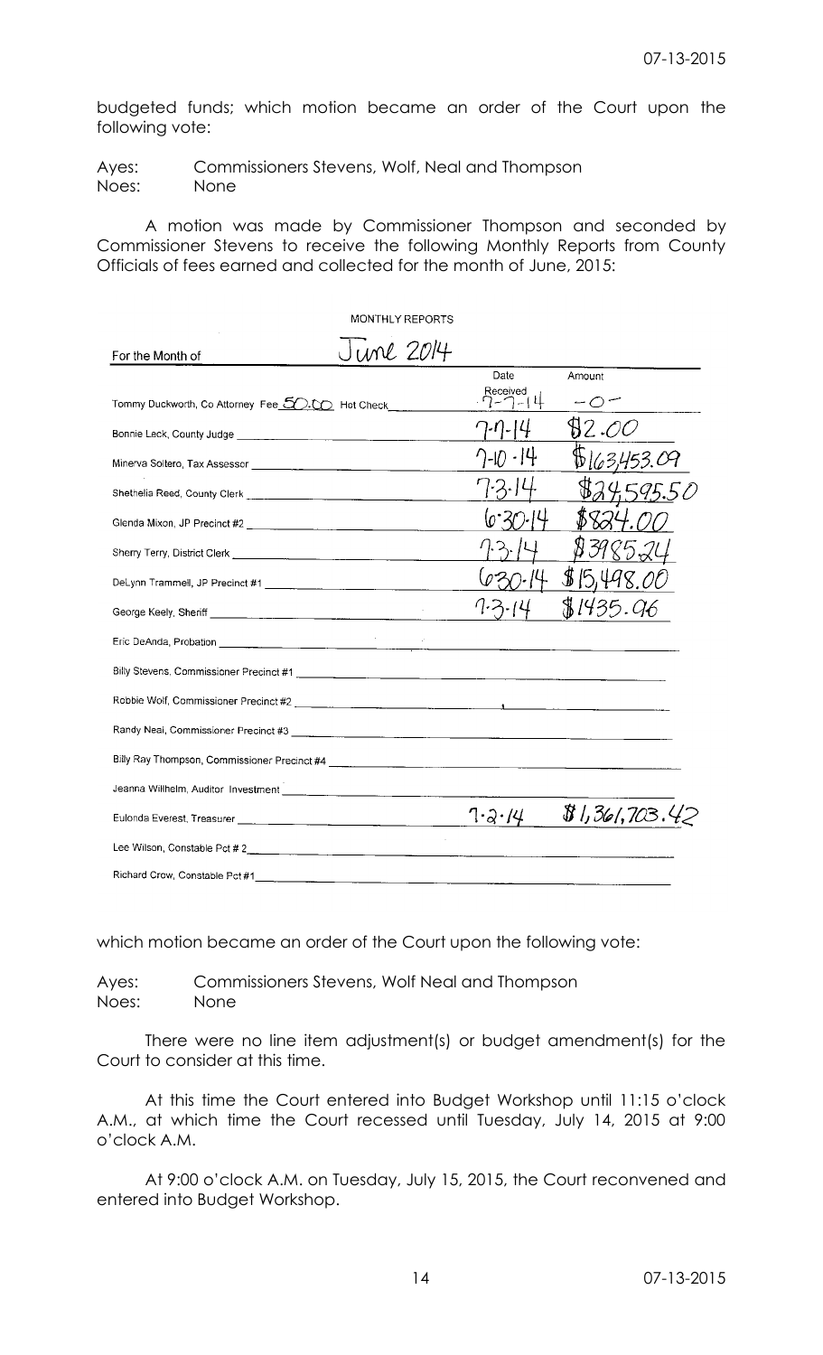budgeted funds; which motion became an order of the Court upon the following vote:

Ayes: Commissioners Stevens, Wolf, Neal and Thompson
Noes: None

A motion was made by Commissioner Thompson and seconded by Commissioner Stevens to receive the following Monthly Reports from County Officials of fees earned and collected for the month of June, 2015:

MONTHLY REPORTS

For the Month of June 2014

| | Date Received | Amount |
|---|---|---|
| Tommy Duckworth, Co Attorney Fee 50.00 Hot Check | 7-7-14 | -0- |
| Bonnie Leck, County Judge | 7-7-14 | $2.00 |
| Minerva Soltero, Tax Assessor | 7-10-14 | $163,453.09 |
| Shethelia Reed, County Clerk | 7-3-14 | $24,595.50 |
| Glenda Mixon, JP Precinct #2 | 6-30-14 | $824.00 |
| Sherry Terry, District Clerk | 7-3-14 | $3985.24 |
| DeLynn Trammell, JP Precinct #1 | 6-30-14 | $15,498.00 |
| George Keely, Sheriff | 7-3-14 | $1435.96 |
| Eric DeAnda, Probation | | |
| Billy Stevens, Commissioner Precinct #1 | | |
| Robbie Wolf, Commissioner Precinct #2 | | |
| Randy Neal, Commissioner Precinct #3 | | |
| Billy Ray Thompson, Commissioner Precinct #4 | | |
| Jeanna Willhelm, Auditor Investment | | |
| Eulonda Everest, Treasurer | 7-2-14 | $1,361,703.42 |
| Lee Wilson, Constable Pct # 2 | | |
| Richard Crow, Constable Pct #1 | | |

which motion became an order of the Court upon the following vote:

Ayes: Commissioners Stevens, Wolf Neal and Thompson
Noes: None

There were no line item adjustment(s) or budget amendment(s) for the Court to consider at this time.

At this time the Court entered into Budget Workshop until 11:15 o'clock A.M., at which time the Court recessed until Tuesday, July 14, 2015 at 9:00 o'clock A.M.

At 9:00 o'clock A.M. on Tuesday, July 15, 2015, the Court reconvened and entered into Budget Workshop.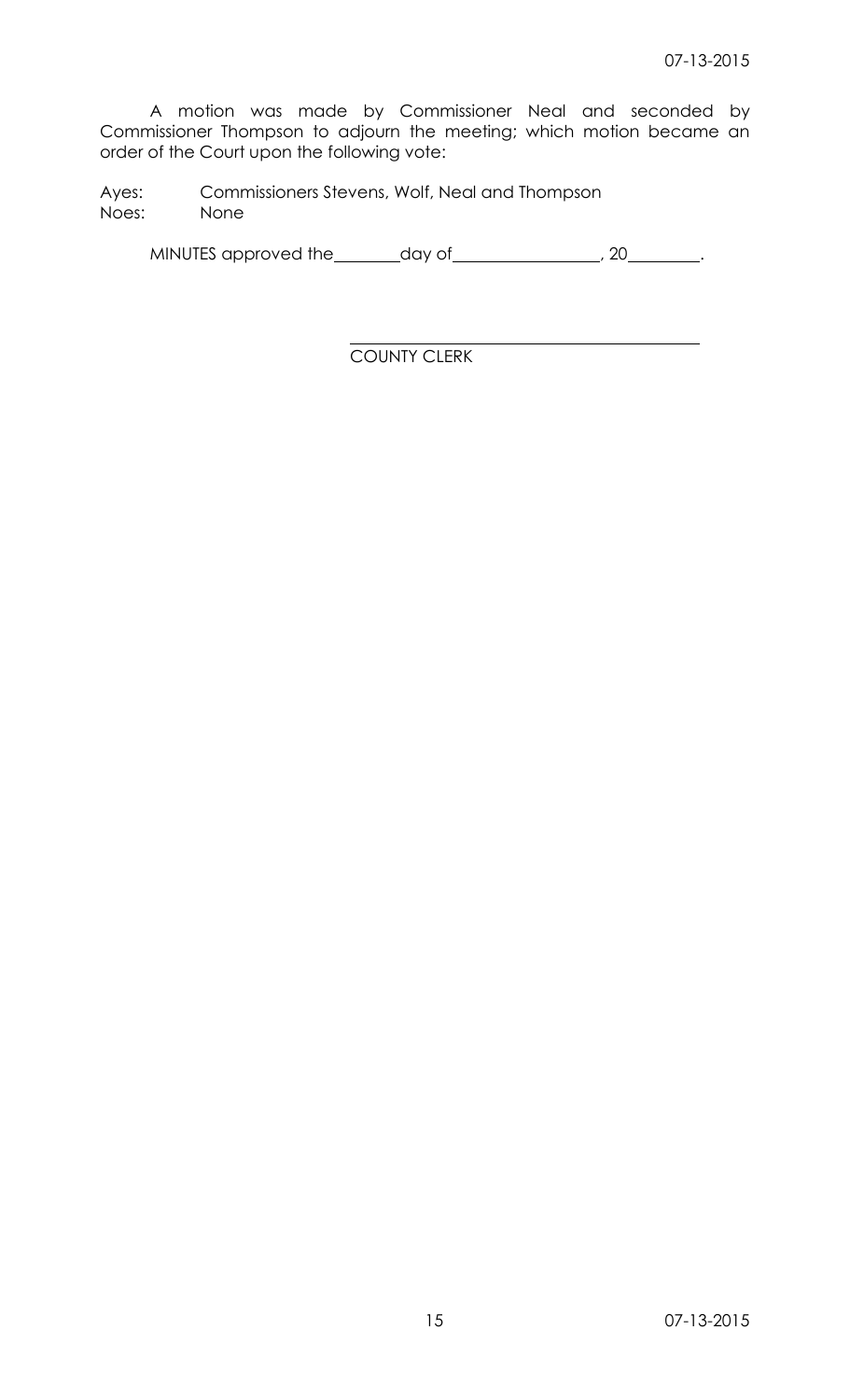A motion was made by Commissioner Neal and seconded by Commissioner Thompson to adjourn the meeting; which motion became an order of the Court upon the following vote:

Ayes: Commissioners Stevens, Wolf, Neal and Thompson
Noes: None

MINUTES approved the_______day of________________, 20________.

______________________________________

COUNTY CLERK